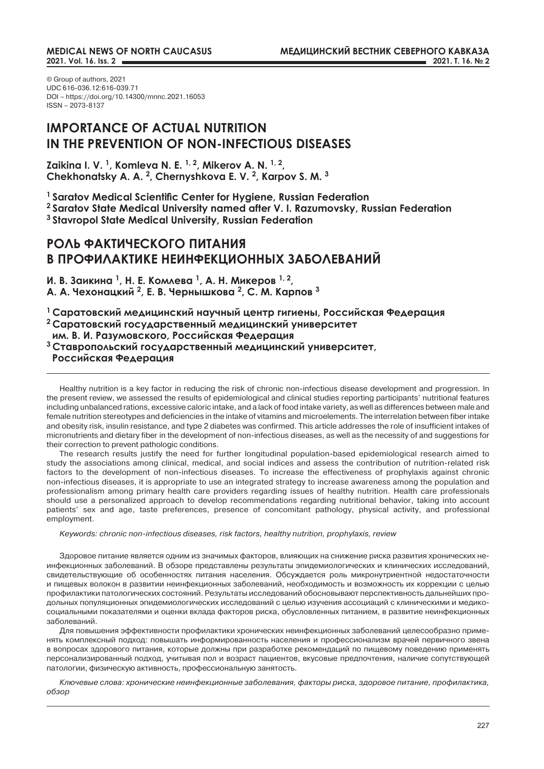© Group of authors, 2021
UDC 616-036.12:616-039.71
DOI – https://doi.org/10.14300/mnnc.2021.16053
ISSN – 2073-8137

# IMPORTANCE OF ACTUAL NUTRITION IN THE PREVENTION OF NON-INFECTIOUS DISEASES

**Zaikina I. V. [1], Komleva N. E. [1, 2], Mikerov A. N. [1, 2], Chekhonatsky A. A. [2], Chernyshkova E. V. [2], Karpov S. M. [3]**

**[1] Saratov Medical Scientific Center for Hygiene, Russian Federation**
**[2] Saratov State Medical University named after V. I. Razumovsky, Russian Federation**
**[3] Stavropol State Medical University, Russian Federation**

# РОЛЬ ФАКТИЧЕСКОГО ПИТАНИЯ В ПРОФИЛАКТИКЕ НЕИНФЕКЦИОННЫХ ЗАБОЛЕВАНИЙ

**И. В. Заикина [1], Н. Е. Комлева [1], А. Н. Микеров [1, 2], А. А. Чехонацкий [2], Е. В. Чернышкова [2], С. М. Карпов [3]**

**[1] Саратовский медицинский научный центр гигиены, Российская Федерация**
**[2] Саратовский государственный медицинский университет им. В. И. Разумовского, Российская Федерация**
**[3] Ставропольский государственный медицинский университет, Российская Федерация**

---

Healthy nutrition is a key factor in reducing the risk of chronic non-infectious disease development and progression. In the present review, we assessed the results of epidemiological and clinical studies reporting participants' nutritional features including unbalanced rations, excessive caloric intake, and a lack of food intake variety, as well as differences between male and female nutrition stereotypes and deficiencies in the intake of vitamins and microelements. The interrelation between fiber intake and obesity risk, insulin resistance, and type 2 diabetes was confirmed. This article addresses the role of insufficient intakes of micronutrients and dietary fiber in the development of non-infectious diseases, as well as the necessity of and suggestions for their correction to prevent pathologic conditions.

The research results justify the need for further longitudinal population-based epidemiological research aimed to study the associations among clinical, medical, and social indices and assess the contribution of nutrition-related risk factors to the development of non-infectious diseases. To increase the effectiveness of prophylaxis against chronic non-infectious diseases, it is appropriate to use an integrated strategy to increase awareness among the population and professionalism among primary health care providers regarding issues of healthy nutrition. Health care professionals should use a personalized approach to develop recommendations regarding nutritional behavior, taking into account patients' sex and age, taste preferences, presence of concomitant pathology, physical activity, and professional employment.

*Keywords: chronic non-infectious diseases, risk factors, healthy nutrition, prophylaxis, review*

Здоровое питание является одним из значимых факторов, влияющих на снижение риска развития хронических неинфекционных заболеваний. В обзоре представлены результаты эпидемиологических и клинических исследований, свидетельствующие об особенностях питания населения. Обсуждается роль микронутриентной недостаточности и пищевых волокон в развитии неинфекционных заболеваний, необходимость и возможность их коррекции с целью профилактики патологических состояний. Результаты исследований обосновывают перспективность дальнейших продольных популяционных эпидемиологических исследований с целью изучения ассоциаций с клиническими и медико-социальными показателями и оценки вклада факторов риска, обусловленных питанием, в развитие неинфекционных заболеваний.

Для повышения эффективности профилактики хронических неинфекционных заболеваний целесообразно применять комплексный подход: повышать информированность населения и профессионализм врачей первичного звена в вопросах здорового питания, которые должны при разработке рекомендаций по пищевому поведению применять персонализированный подход, учитывая пол и возраст пациентов, вкусовые предпочтения, наличие сопутствующей патологии, физическую активность, профессиональную занятость.

*Ключевые слова: хронические неинфекционные заболевания, факторы риска, здоровое питание, профилактика, обзор*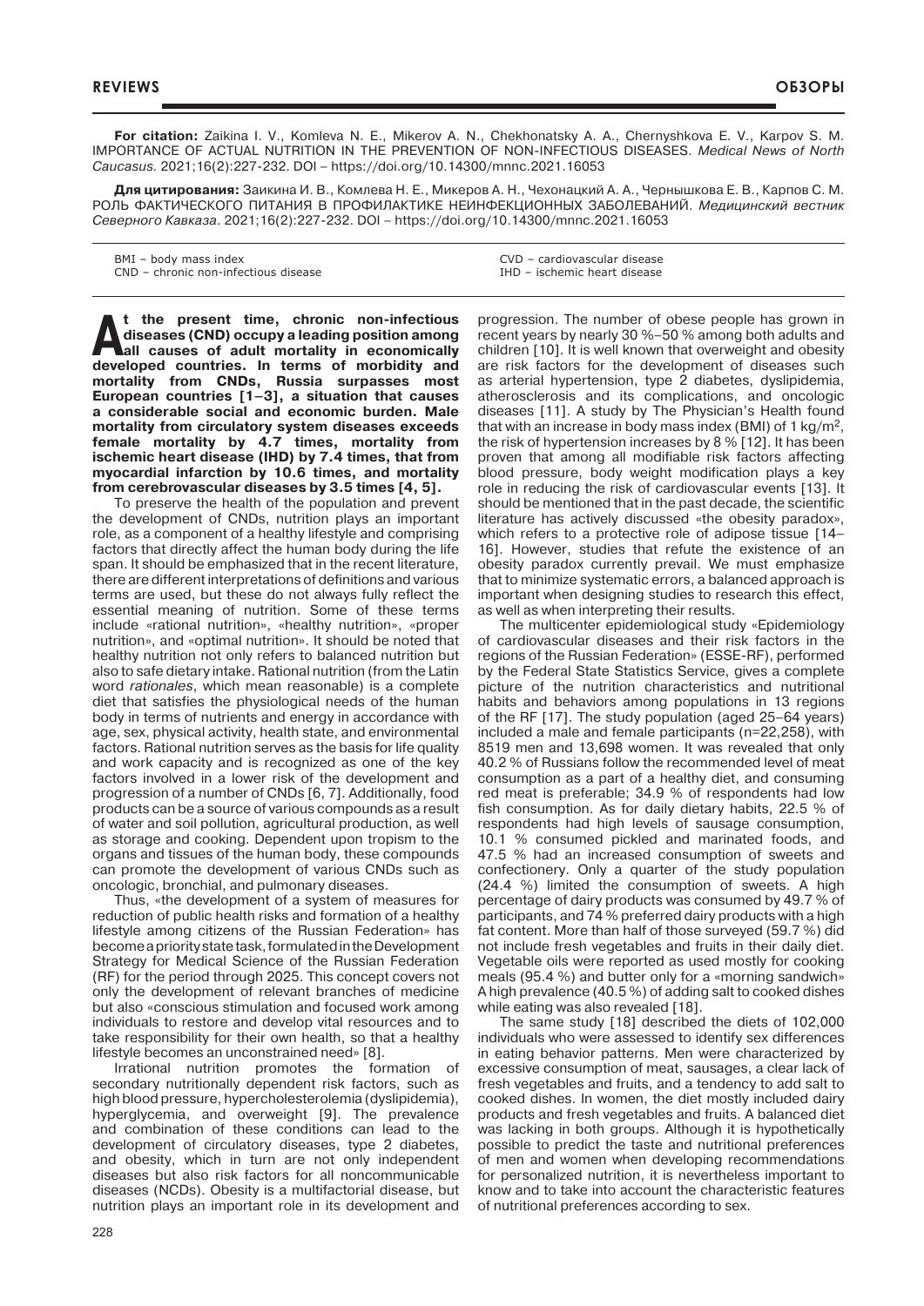**For citation:** Zaikina I. V., Komleva N. E., Mikerov A. N., Chekhonatsky A. A., Chernyshkova E. V., Karpov S. M. IMPORTANCE OF ACTUAL NUTRITION IN THE PREVENTION OF NON-INFECTIOUS DISEASES. *Medical News of North Caucasus.* 2021;16(2):227-232. DOI – https://doi.org/10.14300/mnnc.2021.16053

**Для цитирования:** Заикина И. В., Комлева Н. Е., Микеров А. Н., Чехонацкий А. А., Чернышкова Е. В., Карпов С. М. РОЛЬ ФАКТИЧЕСКОГО ПИТАНИЯ В ПРОФИЛАКТИКЕ НЕИНФЕКЦИОННЫХ ЗАБОЛЕВАНИЙ. *Медицинский вестник Северного Кавказа*. 2021;16(2):227-232. DOI – https://doi.org/10.14300/mnnc.2021.16053

BMI – body mass index
CND – chronic non-infectious disease
CVD – cardiovascular disease
IHD – ischemic heart disease

**At the present time, chronic non-infectious diseases (CND) occupy a leading position among all causes of adult mortality in economically developed countries. In terms of morbidity and mortality from CNDs, Russia surpasses most European countries [1–3], a situation that causes a considerable social and economic burden. Male mortality from circulatory system diseases exceeds female mortality by 4.7 times, mortality from ischemic heart disease (IHD) by 7.4 times, that from myocardial infarction by 10.6 times, and mortality from cerebrovascular diseases by 3.5 times [4, 5].**

To preserve the health of the population and prevent the development of CNDs, nutrition plays an important role, as a component of a healthy lifestyle and comprising factors that directly affect the human body during the life span. It should be emphasized that in the recent literature, there are different interpretations of definitions and various terms are used, but these do not always fully reflect the essential meaning of nutrition. Some of these terms include «rational nutrition», «healthy nutrition», «proper nutrition», and «optimal nutrition». It should be noted that healthy nutrition not only refers to balanced nutrition but also to safe dietary intake. Rational nutrition (from the Latin word *rationales*, which mean reasonable) is a complete diet that satisfies the physiological needs of the human body in terms of nutrients and energy in accordance with age, sex, physical activity, health state, and environmental factors. Rational nutrition serves as the basis for life quality and work capacity and is recognized as one of the key factors involved in a lower risk of the development and progression of a number of CNDs [6, 7]. Additionally, food products can be a source of various compounds as a result of water and soil pollution, agricultural production, as well as storage and cooking. Dependent upon tropism to the organs and tissues of the human body, these compounds can promote the development of various CNDs such as oncologic, bronchial, and pulmonary diseases.

Thus, «the development of a system of measures for reduction of public health risks and formation of a healthy lifestyle among citizens of the Russian Federation» has become a priority state task, formulated in the Development Strategy for Medical Science of the Russian Federation (RF) for the period through 2025. This concept covers not only the development of relevant branches of medicine but also «conscious stimulation and focused work among individuals to restore and develop vital resources and to take responsibility for their own health, so that a healthy lifestyle becomes an unconstrained need» [8].

Irrational nutrition promotes the formation of secondary nutritionally dependent risk factors, such as high blood pressure, hypercholesterolemia (dyslipidemia), hyperglycemia, and overweight [9]. The prevalence and combination of these conditions can lead to the development of circulatory diseases, type 2 diabetes, and obesity, which in turn are not only independent diseases but also risk factors for all noncommunicable diseases (NCDs). Obesity is a multifactorial disease, but nutrition plays an important role in its development and progression. The number of obese people has grown in recent years by nearly 30 %–50 % among both adults and children [10]. It is well known that overweight and obesity are risk factors for the development of diseases such as arterial hypertension, type 2 diabetes, dyslipidemia, atherosclerosis and its complications, and oncologic diseases [11]. A study by The Physician's Health found that with an increase in body mass index (BMI) of 1 kg/m$^2$, the risk of hypertension increases by 8 % [12]. It has been proven that among all modifiable risk factors affecting blood pressure, body weight modification plays a key role in reducing the risk of cardiovascular events [13]. It should be mentioned that in the past decade, the scientific literature has actively discussed «the obesity paradox», which refers to a protective role of adipose tissue [14–16]. However, studies that refute the existence of an obesity paradox currently prevail. We must emphasize that to minimize systematic errors, a balanced approach is important when designing studies to research this effect, as well as when interpreting their results.

The multicenter epidemiological study «Epidemiology of cardiovascular diseases and their risk factors in the regions of the Russian Federation» (ESSE-RF), performed by the Federal State Statistics Service, gives a complete picture of the nutrition characteristics and nutritional habits and behaviors among populations in 13 regions of the RF [17]. The study population (aged 25–64 years) included a male and female participants (n=22,258), with 8519 men and 13,698 women. It was revealed that only 40.2 % of Russians follow the recommended level of meat consumption as a part of a healthy diet, and consuming red meat is preferable; 34.9 % of respondents had low fish consumption. As for daily dietary habits, 22.5 % of respondents had high levels of sausage consumption, 10.1 % consumed pickled and marinated foods, and 47.5 % had an increased consumption of sweets and confectionery. Only a quarter of the study population (24.4 %) limited the consumption of sweets. A high percentage of dairy products was consumed by 49.7 % of participants, and 74 % preferred dairy products with a high fat content. More than half of those surveyed (59.7 %) did not include fresh vegetables and fruits in their daily diet. Vegetable oils were reported as used mostly for cooking meals (95.4 %) and butter only for a «morning sandwich» A high prevalence (40.5 %) of adding salt to cooked dishes while eating was also revealed [18].

The same study [18] described the diets of 102,000 individuals who were assessed to identify sex differences in eating behavior patterns. Men were characterized by excessive consumption of meat, sausages, a clear lack of fresh vegetables and fruits, and a tendency to add salt to cooked dishes. In women, the diet mostly included dairy products and fresh vegetables and fruits. A balanced diet was lacking in both groups. Although it is hypothetically possible to predict the taste and nutritional preferences of men and women when developing recommendations for personalized nutrition, it is nevertheless important to know and to take into account the characteristic features of nutritional preferences according to sex.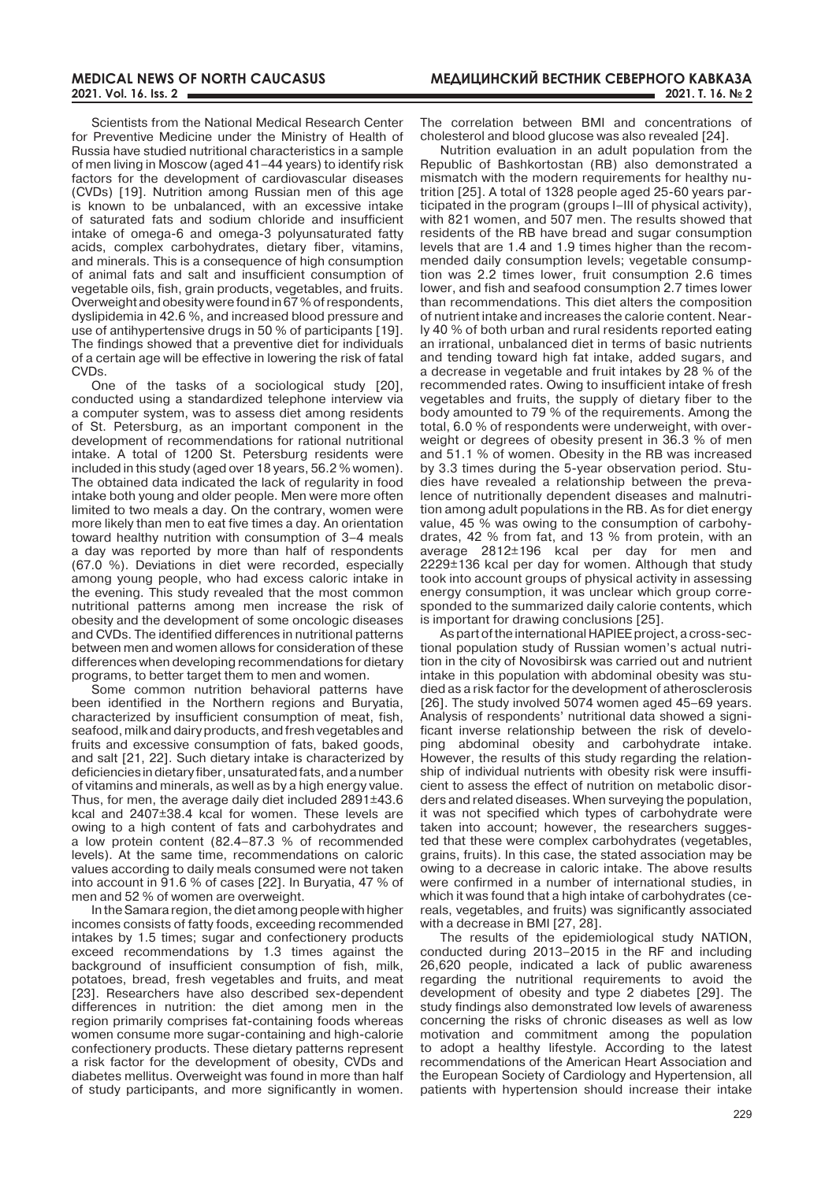Scientists from the National Medical Research Center for Preventive Medicine under the Ministry of Health of Russia have studied nutritional characteristics in a sample of men living in Moscow (aged 41–44 years) to identify risk factors for the development of cardiovascular diseases (CVDs) [19]. Nutrition among Russian men of this age is known to be unbalanced, with an excessive intake of saturated fats and sodium chloride and insufficient intake of omega-6 and omega-3 polyunsaturated fatty acids, complex carbohydrates, dietary fiber, vitamins, and minerals. This is a consequence of high consumption of animal fats and salt and insufficient consumption of vegetable oils, fish, grain products, vegetables, and fruits. Overweight and obesity were found in 67 % of respondents, dyslipidemia in 42.6 %, and increased blood pressure and use of antihypertensive drugs in 50 % of participants [19]. The findings showed that a preventive diet for individuals of a certain age will be effective in lowering the risk of fatal CVDs.

One of the tasks of a sociological study [20], conducted using a standardized telephone interview via a computer system, was to assess diet among residents of St. Petersburg, as an important component in the development of recommendations for rational nutritional intake. A total of 1200 St. Petersburg residents were included in this study (aged over 18 years, 56.2 % women). The obtained data indicated the lack of regularity in food intake both young and older people. Men were more often limited to two meals a day. On the contrary, women were more likely than men to eat five times a day. An orientation toward healthy nutrition with consumption of 3–4 meals a day was reported by more than half of respondents (67.0 %). Deviations in diet were recorded, especially among young people, who had excess caloric intake in the evening. This study revealed that the most common nutritional patterns among men increase the risk of obesity and the development of some oncologic diseases and CVDs. The identified differences in nutritional patterns between men and women allows for consideration of these differences when developing recommendations for dietary programs, to better target them to men and women.

Some common nutrition behavioral patterns have been identified in the Northern regions and Buryatia, characterized by insufficient consumption of meat, fish, seafood, milk and dairy products, and fresh vegetables and fruits and excessive consumption of fats, baked goods, and salt [21, 22]. Such dietary intake is characterized by deficiencies in dietary fiber, unsaturated fats, and a number of vitamins and minerals, as well as by a high energy value. Thus, for men, the average daily diet included 2891±43.6 kcal and 2407±38.4 kcal for women. These levels are owing to a high content of fats and carbohydrates and a low protein content (82.4–87.3 % of recommended levels). At the same time, recommendations on caloric values according to daily meals consumed were not taken into account in 91.6 % of cases [22]. In Buryatia, 47 % of men and 52 % of women are overweight.

In the Samara region, the diet among people with higher incomes consists of fatty foods, exceeding recommended intakes by 1.5 times; sugar and confectionery products exceed recommendations by 1.3 times against the background of insufficient consumption of fish, milk, potatoes, bread, fresh vegetables and fruits, and meat [23]. Researchers have also described sex-dependent differences in nutrition: the diet among men in the region primarily comprises fat-containing foods whereas women consume more sugar-containing and high-calorie confectionery products. These dietary patterns represent a risk factor for the development of obesity, CVDs and diabetes mellitus. Overweight was found in more than half of study participants, and more significantly in women. The correlation between BMI and concentrations of cholesterol and blood glucose was also revealed [24].

Nutrition evaluation in an adult population from the Republic of Bashkortostan (RB) also demonstrated a mismatch with the modern requirements for healthy nutrition [25]. A total of 1328 people aged 25-60 years participated in the program (groups I–III of physical activity), with 821 women, and 507 men. The results showed that residents of the RB have bread and sugar consumption levels that are 1.4 and 1.9 times higher than the recommended daily consumption levels; vegetable consumption was 2.2 times lower, fruit consumption 2.6 times lower, and fish and seafood consumption 2.7 times lower than recommendations. This diet alters the composition of nutrient intake and increases the calorie content. Nearly 40 % of both urban and rural residents reported eating an irrational, unbalanced diet in terms of basic nutrients and tending toward high fat intake, added sugars, and a decrease in vegetable and fruit intakes by 28 % of the recommended rates. Owing to insufficient intake of fresh vegetables and fruits, the supply of dietary fiber to the body amounted to 79 % of the requirements. Among the total, 6.0 % of respondents were underweight, with overweight or degrees of obesity present in 36.3 % of men and 51.1 % of women. Obesity in the RB was increased by 3.3 times during the 5-year observation period. Studies have revealed a relationship between the prevalence of nutritionally dependent diseases and malnutrition among adult populations in the RB. As for diet energy value, 45 % was owing to the consumption of carbohydrates, 42 % from fat, and 13 % from protein, with an average 2812±196 kcal per day for men and 2229±136 kcal per day for women. Although that study took into account groups of physical activity in assessing energy consumption, it was unclear which group corresponded to the summarized daily calorie contents, which is important for drawing conclusions [25].

As part of the international HAPIEE project, a cross-sectional population study of Russian women's actual nutrition in the city of Novosibirsk was carried out and nutrient intake in this population with abdominal obesity was studied as a risk factor for the development of atherosclerosis [26]. The study involved 5074 women aged 45–69 years. Analysis of respondents' nutritional data showed a significant inverse relationship between the risk of developing abdominal obesity and carbohydrate intake. However, the results of this study regarding the relationship of individual nutrients with obesity risk were insufficient to assess the effect of nutrition on metabolic disorders and related diseases. When surveying the population, it was not specified which types of carbohydrate were taken into account; however, the researchers suggested that these were complex carbohydrates (vegetables, grains, fruits). In this case, the stated association may be owing to a decrease in caloric intake. The above results were confirmed in a number of international studies, in which it was found that a high intake of carbohydrates (cereals, vegetables, and fruits) was significantly associated with a decrease in BMI [27, 28].

The results of the epidemiological study NATION, conducted during 2013–2015 in the RF and including 26,620 people, indicated a lack of public awareness regarding the nutritional requirements to avoid the development of obesity and type 2 diabetes [29]. The study findings also demonstrated low levels of awareness concerning the risks of chronic diseases as well as low motivation and commitment among the population to adopt a healthy lifestyle. According to the latest recommendations of the American Heart Association and the European Society of Cardiology and Hypertension, all patients with hypertension should increase their intake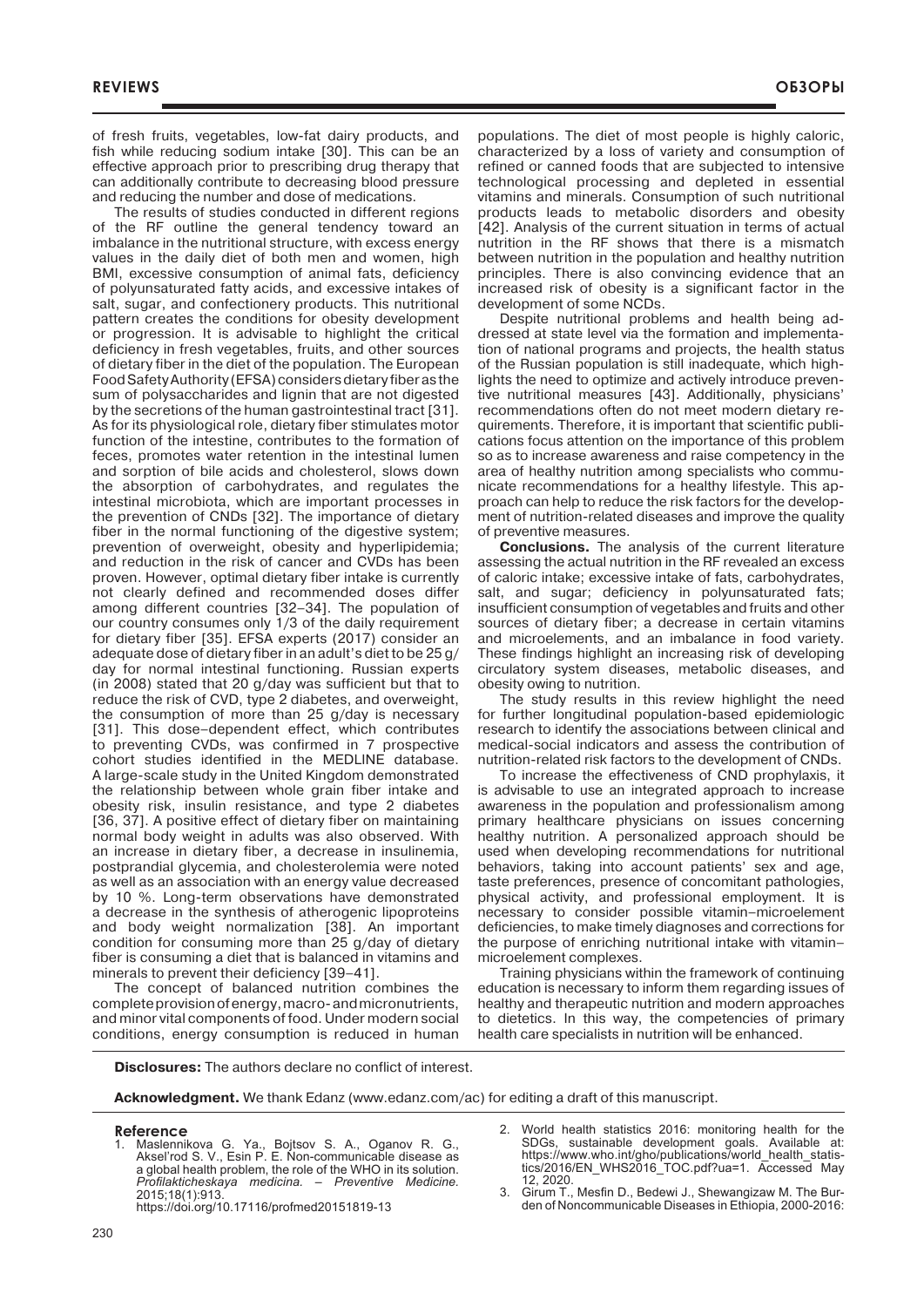of fresh fruits, vegetables, low-fat dairy products, and fish while reducing sodium intake [30]. This can be an effective approach prior to prescribing drug therapy that can additionally contribute to decreasing blood pressure and reducing the number and dose of medications.

The results of studies conducted in different regions of the RF outline the general tendency toward an imbalance in the nutritional structure, with excess energy values in the daily diet of both men and women, high BMI, excessive consumption of animal fats, deficiency of polyunsaturated fatty acids, and excessive intakes of salt, sugar, and confectionery products. This nutritional pattern creates the conditions for obesity development or progression. It is advisable to highlight the critical deficiency in fresh vegetables, fruits, and other sources of dietary fiber in the diet of the population. The European Food Safety Authority (EFSA) considers dietary fiber as the sum of polysaccharides and lignin that are not digested by the secretions of the human gastrointestinal tract [31]. As for its physiological role, dietary fiber stimulates motor function of the intestine, contributes to the formation of feces, promotes water retention in the intestinal lumen and sorption of bile acids and cholesterol, slows down the absorption of carbohydrates, and regulates the intestinal microbiota, which are important processes in the prevention of CNDs [32]. The importance of dietary fiber in the normal functioning of the digestive system; prevention of overweight, obesity and hyperlipidemia; and reduction in the risk of cancer and CVDs has been proven. However, optimal dietary fiber intake is currently not clearly defined and recommended doses differ among different countries [32–34]. The population of our country consumes only 1/3 of the daily requirement for dietary fiber [35]. EFSA experts (2017) consider an adequate dose of dietary fiber in an adult's diet to be 25 g/day for normal intestinal functioning. Russian experts (in 2008) stated that 20 g/day was sufficient but that to reduce the risk of CVD, type 2 diabetes, and overweight, the consumption of more than 25 g/day is necessary [31]. This dose–dependent effect, which contributes to preventing CVDs, was confirmed in 7 prospective cohort studies identified in the MEDLINE database. A large-scale study in the United Kingdom demonstrated the relationship between whole grain fiber intake and obesity risk, insulin resistance, and type 2 diabetes [36, 37]. A positive effect of dietary fiber on maintaining normal body weight in adults was also observed. With an increase in dietary fiber, a decrease in insulinemia, postprandial glycemia, and cholesterolemia were noted as well as an association with an energy value decreased by 10 %. Long-term observations have demonstrated a decrease in the synthesis of atherogenic lipoproteins and body weight normalization [38]. An important condition for consuming more than 25 g/day of dietary fiber is consuming a diet that is balanced in vitamins and minerals to prevent their deficiency [39–41].

The concept of balanced nutrition combines the complete provision of energy, macro- and micronutrients, and minor vital components of food. Under modern social conditions, energy consumption is reduced in human populations. The diet of most people is highly caloric, characterized by a loss of variety and consumption of refined or canned foods that are subjected to intensive technological processing and depleted in essential vitamins and minerals. Consumption of such nutritional products leads to metabolic disorders and obesity [42]. Analysis of the current situation in terms of actual nutrition in the RF shows that there is a mismatch between nutrition in the population and healthy nutrition principles. There is also convincing evidence that an increased risk of obesity is a significant factor in the development of some NCDs.

Despite nutritional problems and health being addressed at state level via the formation and implementation of national programs and projects, the health status of the Russian population is still inadequate, which highlights the need to optimize and actively introduce preventive nutritional measures [43]. Additionally, physicians' recommendations often do not meet modern dietary requirements. Therefore, it is important that scientific publications focus attention on the importance of this problem so as to increase awareness and raise competency in the area of healthy nutrition among specialists who communicate recommendations for a healthy lifestyle. This approach can help to reduce the risk factors for the development of nutrition-related diseases and improve the quality of preventive measures.

**Conclusions.** The analysis of the current literature assessing the actual nutrition in the RF revealed an excess of caloric intake; excessive intake of fats, carbohydrates, salt, and sugar; deficiency in polyunsaturated fats; insufficient consumption of vegetables and fruits and other sources of dietary fiber; a decrease in certain vitamins and microelements, and an imbalance in food variety. These findings highlight an increasing risk of developing circulatory system diseases, metabolic diseases, and obesity owing to nutrition.

The study results in this review highlight the need for further longitudinal population-based epidemiologic research to identify the associations between clinical and medical-social indicators and assess the contribution of nutrition-related risk factors to the development of CNDs.

To increase the effectiveness of CND prophylaxis, it is advisable to use an integrated approach to increase awareness in the population and professionalism among primary healthcare physicians on issues concerning healthy nutrition. A personalized approach should be used when developing recommendations for nutritional behaviors, taking into account patients' sex and age, taste preferences, presence of concomitant pathologies, physical activity, and professional employment. It is necessary to consider possible vitamin–microelement deficiencies, to make timely diagnoses and corrections for the purpose of enriching nutritional intake with vitamin–microelement complexes.

Training physicians within the framework of continuing education is necessary to inform them regarding issues of healthy and therapeutic nutrition and modern approaches to dietetics. In this way, the competencies of primary health care specialists in nutrition will be enhanced.

**Disclosures:** The authors declare no conflict of interest.

**Acknowledgment.** We thank Edanz (www.edanz.com/ac) for editing a draft of this manuscript.

## Reference

1. Maslennikova G. Ya., Bojtsov S. A., Oganov R. G., Aksel'rod S. V., Esin P. E. Non-communicable disease as a global health problem, the role of the WHO in its solution. *Profilakticheskaya medicina. – Preventive Medicine.* 2015;18(1):913. https://doi.org/10.17116/profmed20151819-13
2. World health statistics 2016: monitoring health for the SDGs, sustainable development goals. Available at: https://www.who.int/gho/publications/world_health_statistics/2016/EN_WHS2016_TOC.pdf?ua=1. Accessed May 12, 2020.
3. Girum T., Mesfin D., Bedewi J., Shewangizaw M. The Burden of Noncommunicable Diseases in Ethiopia, 2000-2016: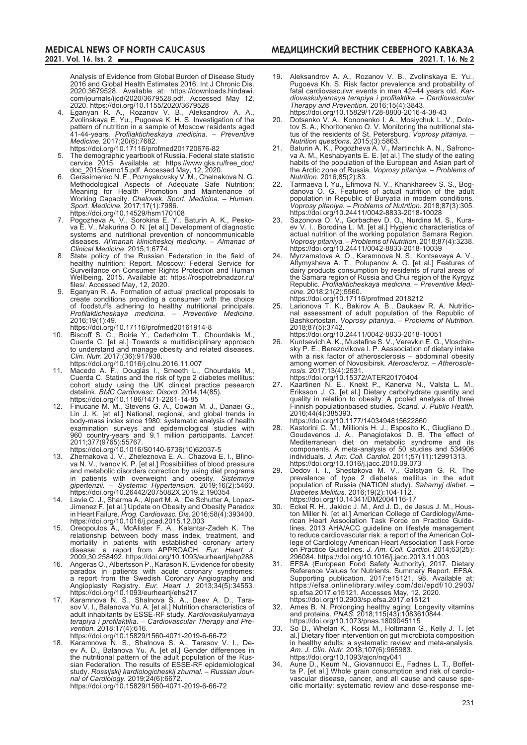Analysis of Evidence from Global Burden of Disease Study 2016 and Global Health Estimates 2016. Int J Chronic Dis. 2020;3679528. Available at: https://downloads.hindawi.com/journals/ijcd/2020/3679528.pdf. Accessed May 12, 2020. https://doi.org/10.1155/2020/3679528

4. Eganyan R. A., Rozanov V. B., Aleksandrov A. A., Zvolinskaya E. Yu., Pugoeva K. H. S. Investigation of the pattern of nutrition in a sample of Moscow residents aged 41-44-years. *Profilakticheskaya medicina. – Preventive Medicine.* 2017;20(6):7682. https://doi.org/10.17116/profmed201720676-82
5. The demographic yearbook of Russia. Federal state statistic cervice 2015. Available at: https://www.gks.ru/free_doc/doc_2015/demo15.pdf. Accessed May, 12, 2020.
6. Gerasimenko N. F., Poznyakovsky V. M., Chelnakova N. G. Methodological Aspects of Adequate Safe Nutrition: Meaning for Health Promotion and Maintenance of Working Capacity. *Chelovek. Sport. Medicina. – Human. Sport. Medicine.* 2017;17(1):7986. https://doi.org/10.14529/hsm170108
7. Pogozheva A. V., Sorokina E. Y., Baturin A. K., Peskova E. V., Makurina O. N. [et al.] Development of diagnostic systems and nutritional prevention of noncommunicable diseases. *Al'manah klinicheskoj mediciny. – Almanac of Clinical Medicine.* 2015;1:6774.
8. State policy of the Russian Federation in the field of healthy nutrition: Report. Moscow: Federal Service for Surveillance on Consumer Rights Protection and Human Wellbeing. 2015. Available at: https://rospotrebnadzor.ru/files/. Accessed May, 12, 2020.
9. Eganyan R. A. Formation of actual practical proposals to create conditions providing a consumer with the choice of foodstuffs adhering to healthy nutritional principals. *Profilakticheskaya medicina. – Preventive Medicine.* 2016;19(1):49. https://doi.org/10.17116/profmed20161914-8
10. Biscoff S. C., Boirie Y., Cederholm T., Chourdakis M., Cuerda C. [et al.] Towards a multidisciplinary approach to understand and manage obesity and related diseases. *Clin. Nutr.* 2017;(36):917938. https://doi.org/10.1016/j.clnu.2016.11.007
11. Macedo A. F., Douglas I., Smeeth L., Chourdakis M., Cuerda C. Statins and the risk of type 2 diabetes mellitus: cohort study using the UK clinical practice pesearch datalink. *BMC Cardiovasc. Disord.* 2014;14(85). https://doi.org/10.1186/1471-2261-14-85
12. Finucane M. M., Stevens G. A., Cowan M. J., Danaei G., Lin J. K. [et al.] National, regional, and global trends in body-mass index since 1980: systematic analysis of health examination surveys and epidemiological studies with 960 country-years and 9.1 million participants. *Lancet.* 2011;377(9765):55767. https://doi.org/10.1016/S0140-6736(10)62037-5
13. Zhernakova J. V., Zheleznova E. A., Chazova E. I., Blinova N. V., Ivanov K. P. [et al.] Possibilities of blood pressure and metabolic disorders correction by using diet programs in patients with overweight and obesity. *Sistemnye gipertenzii. – Systemic Hypertension.* 2019;16(2):5460. https://doi.org/10.26442/2075082X.2019.2.190354
14. Lavie C. J., Sharma A., Alpert M. A., De Schutter A, Lopez-Jimenez F. [et al.] Update on Obesity and Obesity Paradox in Heart Failure. *Prog. Cardiovasc. Dis.* 2016;58(4):393400. https://doi.org/10.1016/j.pcad.2015.12.003
15. Oreopoulos A., McAlister F. A., Kalantar-Zadeh K. The relationship between body mass index, treatment, and mortality in patients with established coronary artery disease: a report from APPROACH. *Eur. Heart J.* 2009;30:258492. https://doi.org/10.1093/eurheartj/ehp288
16. Angeras O., Albertsson P., Karason K. Evidence for obesity paradox in patients with acute coronary syndromes: a report from the Swedish Coronary Angiography and Angioplasty Registry. *Eur. Heart J.* 2013;34(5):34553. https://doi.org/10.1093/eurheartj/ehs217
17. Karamnova N. S., Shalnova S. A., Deev A. D., Tarasov V. I., Balanova Yu. A. [et al.] Nutrition characteristics of adult inhabitants by ESSE-RF study. *Kardiovaskulyarnaya terapiya i profilaktika. – Cardiovascular Therapy and Prevention.* 2018;17(4):616. https://doi.org/10.15829/1560-4071-2019-6-66-72
18. Karamnova N. S., Shalnova S. A., Tarasov V. I., Deev A. D., Balanova Yu. A. [et al.] Gender differences in the nutritional pattern of the adult population of the Russian Federation. The results of ESSE-RF epidemiological study. *Rossijskij kardiologicheskij zhurnal. – Russian Journal of Cardiology.* 2019;24(6):6672. https://doi.org/10.15829/1560-4071-2019-6-66-72
19. Aleksandrov A. A., Rozanov V. B., Zvolinskaya E. Yu., Pugoeva Kh. S. Risk factor prevalence and probability of fatal cardiovasculwr events in men 42–44 years old. *Kardiovaskulyarnaya terapiya i profilaktika. – Cardiovascular Therapy and Prevention.* 2016;15(4):3843. https://doi.org/10.15829/1728-8800-2016-4-38-43
20. Dotsenko V. A., Kononenko I. A., Mosiychuk L. V., Dolotov S. A., Khoritonenko O. V. Monitoring the nutritional status of the residents of St. Petersburg. *Voprosy pitaniya. – Nutrition questions.* 2015;(3):5863.
21. Baturin A. K., Pogozheva A. V., Martinchik A. N., Safronova A. M., Keshabyants E. E. [et al.] The study of the eating habits of the population of the European and Asian part of the Arctic zone of Russia. *Voprosy pitaniya. – Problems of Nutrition.* 2016;85(2):83.
22. Tarmaeva I. Yu., Efimova N. V., Khankhareev S. S., Bogdanova O. G. Features of actual nutrition of the adult population in Republic of Buryatia in modern conditions. *Voprosy pitaniya. – Problems of Nutrition.* 2018;87(3):305. https://doi.org/10.24411/0042-8833-2018-10028
23. Sazonova O. V., Gorbachev D. O., Nurdina M. S., Kuraev V. I., Borodina L. M. [et al.] Hygienic characteristics of actual nutrition of the working population Samara Region. *Voprosy pitaniya. – Problems of Nutrition.* 2018;87(4):3238. https://doi.org/10.24411/0042-8833-2018-10039
24. Myrzamatova A. O., Karamnova N. S., Kontsevaya A. V., Altymysheva A. T., Polupanov A. G. [et al.] Features of dairy products consumption by residents of rural areas of the Samara region of Russia and Chui region of the Kyrgyz Republic. *Profilakticheskaya medicina. – Preventive Medicine.* 2018;21(2):5560. https://doi.org/10.17116/profmed 2018212
25. Larionova T. K., Bakirov A. B., Daukaev R. A. Nutritional assessment of adult population of the Republic of Bashkortostan. *Voprosy pitaniya. – Problems of Nutrition.* 2018;87(5):3742. https://doi.org/10.24411/0042-8833-2018-10051
26. Kuntsevich A. K., Mustafina S. V., Verevkin E. G., Vloschinsky P. E., Berezovikova I. P. Aassociation of dietary intake with a risk factor of atherosclerosis – abdominal obesity among women of Novosibirsk. *Ateroscleroz. – Atherosclerosis.* 2017;13(4):2531. https://doi.org/10.15372/ATER20170404
27. Kaartinen N. E., Knekt P., Kanerva N., Valsta L. M., Eriksson J. G. [et al.] Dietary carbohydrate quantity and quality in relation to obesity: A pooled analysis of three Finnish populationbased studies. *Scand. J. Public Health.* 2016;44(4):385393. https://doi.org/10.1177/1403494815622860
28. Kastorini C. M., Millionis H. J., Esposito K., Giugliano D., Goudevenos J. A., Panagiotakos D. B. The effect of Mediterranean diet on metabolic syndrome and its components. A meta-analysis of 50 studies and 534906 individuals. *J. Am. Coll. Cardiol.* 2011;57(11):12991313. https://doi.org/10.1016/j.jacc.2010.09.073
29. Dedov I. I., Shestakova M. V., Galstyan G. R. The prevalence of type 2 diabetes mellitus in the adult population of Russia (NATION study). *Saharnyj diabet. – Diabetes Mellitus.* 2016;19(2):104-112. https://doi.org/10.14341/DM2004116-17
30. Eckel R. H., Jakicic J. M., Ard J. D., de Jesus J. M., Houston Miller N. [et al.] American College of Cardiology/American Heart Association Task Force on Practice Guidelines. 2013 AHA/ACC guideline on lifestyle management to reduce cardiovascular risk: a report of the American College of Cardiology American Heart Association Task Force on Practice Guidelines. *J. Am. Coll. Cardiol.* 2014;63(25): 296084. https://doi.org/10.1016/j.jacc.2013.11.003
31. EFSA (European Food Safety Authority), 2017. Dietary Reference Values for Nutrients. Summary Report. EFSA. Supporting publication. 2017:e15121. 98. Available at: https://efsa.onlinelibrary.wiley.com/doi/epdf/10.2903/sp.efsa.2017.e15121. Accesses May, 12, 2020. https://doi.org/10.2903/sp.efsa.2017.e15121
32. Ames B. N. Prolonging healthy aging: Longevity vitamins and proteins. *PNAS.* 2018;115(43):1083610844. https://doi.org/10.1073/pnas.1809045115
33. So D., Whelan K., Rossi M., Holtmann G., Kelly J. T. [et al.] Dietary fiber intervention on gut microbiota composition in healthy adults: a systematic review and meta-analysis. *Am. J. Clin. Nutr.* 2018;107(6):965983. https://doi.org/10.1093/ajcn/nqy041
34. Aune D., Keum N., Giovannucci E., Fadnes L. T., Boffetta P. [et al.] Whole grain consumption and risk of cardiovascular disease, cancer, and all cause and cause specific mortality: systematic review and dose-response me-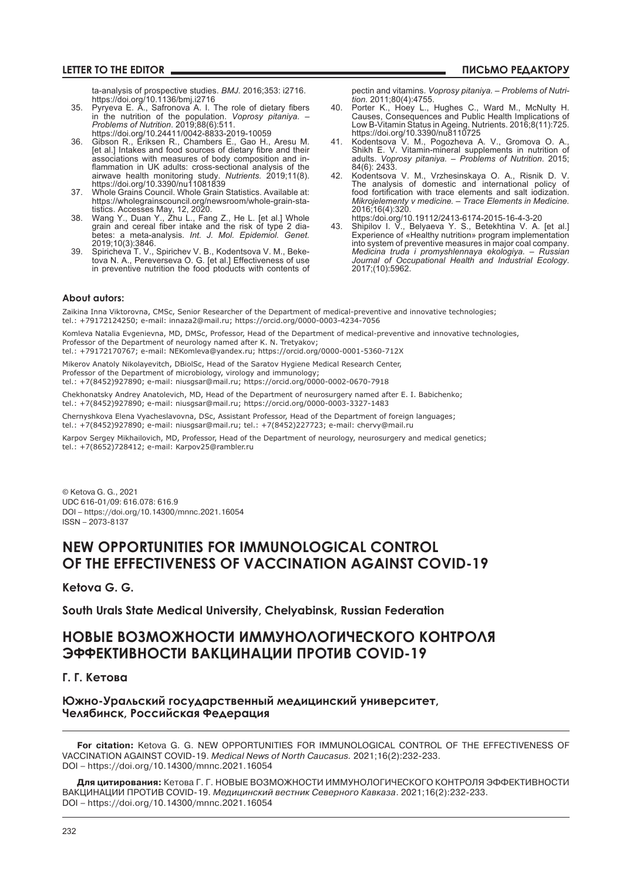ta-analysis of prospective studies. *BMJ.* 2016;353: i2716. https://doi.org/10.1136/bmj.i2716

35. Pyryeva E. A., Safronova A. I. The role of dietary fibers in the nutrition of the population. *Voprosy pitaniya. – Problems of Nutrition.* 2019;88(6):511. https://doi.org/10.24411/0042-8833-2019-10059
36. Gibson R., Eriksen R., Chambers E., Gao H., Aresu M. [et al.] Intakes and food sources of dietary fibre and their associations with measures of body composition and inflammation in UK adults: cross-sectional analysis of the airwave health monitoring study. *Nutrients.* 2019;11(8). https://doi.org/10.3390/nu11081839
37. Whole Grains Council. Whole Grain Statistics. Available at: https://wholegrainscouncil.org/newsroom/whole-grain-statistics. Accesses May, 12, 2020.
38. Wang Y., Duan Y., Zhu L., Fang Z., He L. [et al.] Whole grain and cereal fiber intake and the risk of type 2 diabetes: a meta-analysis. *Int. J. Mol. Epidemiol. Genet.* 2019;10(3):3846.
39. Spiricheva T. V., Spirichev V. B., Kodentsova V. M., Beketova N. A., Pereverseva O. G. [et al.] Effectiveness of use in preventive nutrition the food ptoducts with contents of pectin and vitamins. *Voprosy pitaniya. – Problems of Nutrition.* 2011;80(4):4755.
40. Porter K., Hoey L., Hughes C., Ward M., McNulty H. Causes, Consequences and Public Health Implications of Low B-Vitamin Status in Ageing. Nutrients. 2016;8(11):725. https://doi.org/10.3390/nu8110725
41. Kodentsova V. M., Pogozheva A. V., Gromova O. A., Shikh E. V. Vitamin-mineral supplements in nutrition of adults. *Voprosy pitaniya. – Problems of Nutrition.* 2015; 84(6): 2433.
42. Kodentsova V. M., Vrzhesinskaya O. A., Risnik D. V. The analysis of domestic and international policy of food fortification with trace elements and salt iodization. *Mikrojelementy v medicine. – Trace Elements in Medicine.* 2016;16(4):320. https:/doi.org/10.19112/2413-6174-2015-16-4-3-20
43. Shipilov I. V., Belyaeva Y. S., Betekhtina V. A. [et al.] Experience of «Healthy nutrition» program implementation into system of preventive measures in major coal company. *Medicina truda i promyshlennaya ekologiya. – Russian Journal of Occupational Health and Industrial Ecology.* 2017;(10):5962.

**About autors:**

Zaikina Inna Viktorovna, CMSc, Senior Researcher of the Department of medical-preventive and innovative technologies;
tel.: +79172124250; e-mail: innaza2@mail.ru; https://orcid.org/0000-0003-4234-7056

Komleva Natalia Evgenievna, MD, DMSc, Professor, Head of the Department of medical-preventive and innovative technologies,
Professor of the Department of neurology named after K. N. Tretyakov;
tel.: +79172170767; e-mail: NEKomleva@yandex.ru; https://orcid.org/0000-0001-5360-712X

Mikerov Anatoly Nikolayevitch, DBiolSc, Head of the Saratov Hygiene Medical Research Center,
Professor of the Department of microbiology, virology and immunology;
tel.: +7(8452)927890; e-mail: niusgsar@mail.ru; https://orcid.org/0000-0002-0670-7918

Chekhonatsky Andrey Anatolevich, MD, Head of the Department of neurosurgery named after E. I. Babichenko;
tel.: +7(8452)927890; e-mail: niusgsar@mail.ru; https://orcid.org/0000-0003-3327-1483

Chernyshkova Elena Vyacheslavovna, DSc, Assistant Professor, Head of the Department of foreign languages;
tel.: +7(8452)927890; e-mail: niusgsar@mail.ru; tel.: +7(8452)227723; e-mail: chervy@mail.ru

Karpov Sergey Mikhailovich, MD, Professor, Head of the Department of neurology, neurosurgery and medical genetics;
tel.: +7(8652)728412; e-mail: Karpov25@rambler.ru

© Ketova G. G., 2021
UDC 616-01/09: 616.078: 616.9
DOI – https://doi.org/10.14300/mnnc.2021.16054
ISSN – 2073-8137

# NEW OPPORTUNITIES FOR IMMUNOLOGICAL CONTROL OF THE EFFECTIVENESS OF VACCINATION AGAINST COVID-19

**Ketova G. G.**

**South Urals State Medical University, Chelyabinsk, Russian Federation**

# НОВЫЕ ВОЗМОЖНОСТИ ИММУНОЛОГИЧЕСКОГО КОНТРОЛЯ ЭФФЕКТИВНОСТИ ВАКЦИНАЦИИ ПРОТИВ COVID-19

**Г. Г. Кетова**

**Южно-Уральский государственный медицинский университет, Челябинск, Российская Федерация**

**For citation:** Ketova G. G. NEW OPPORTUNITIES FOR IMMUNOLOGICAL CONTROL OF THE EFFECTIVENESS OF VACCINATION AGAINST COVID-19. *Medical News of North Caucasus.* 2021;16(2):232-233. DOI – https://doi.org/10.14300/mnnc.2021.16054

**Для цитирования:** Кетова Г. Г. НОВЫЕ ВОЗМОЖНОСТИ ИММУНОЛОГИЧЕСКОГО КОНТРОЛЯ ЭФФЕКТИВНОСТИ ВАКЦИНАЦИИ ПРОТИВ COVID-19. *Медицинский вестник Северного Кавказа.* 2021;16(2):232-233. DOI – https://doi.org/10.14300/mnnc.2021.16054